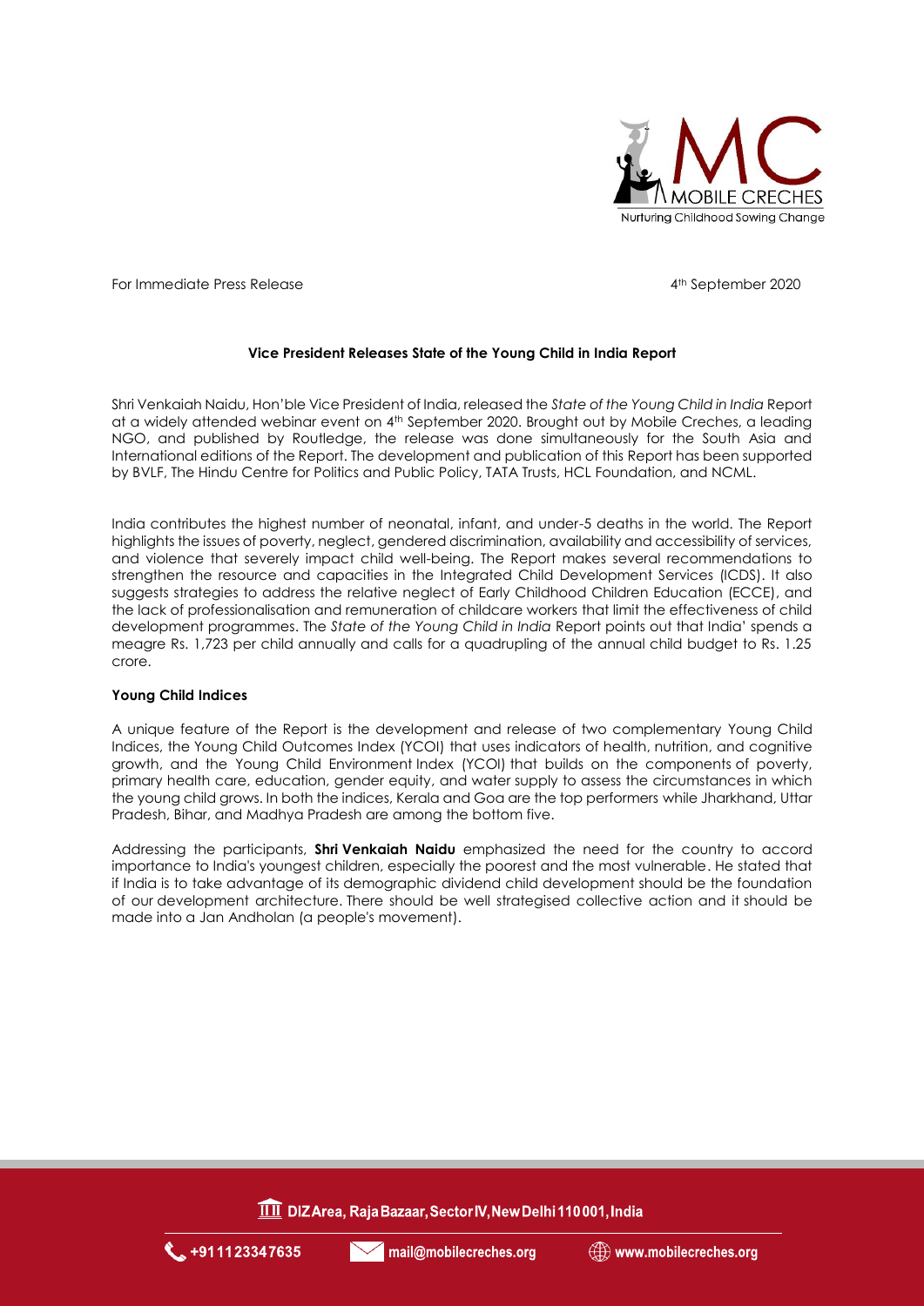For Immediate Press Release

4th September 2020

**Vice President Releases State of the Young Child in India Report**

Shri Venkaiah Naidu, Hon'ble Vice President of India, released the *State of the Young Child in India* Report at a widely attended webinar event on 4th September 2020. Brought out by Mobile Creches, a leading NGO, and published by Routledge, the release was done simultaneously for the South Asia and International editions of the Report. The development and publication of this Report has been supported by BVLF, The Hindu Centre for Politics and Public Policy, TATA Trusts, HCL Foundation, and NCML.

India contributes the highest number of neonatal, infant, and under-5 deaths in the world. The Report highlights the issues of poverty, neglect, gendered discrimination, availability and accessibility of services, and violence that severely impact child well-being. The Report makes several recommendations to strengthen the resource and capacities in the Integrated Child Development Services (ICDS). It also suggests strategies to address the relative neglect of Early Childhood Children Education (ECCE), and the lack of professionalisation and remuneration of childcare workers that limit the effectiveness of child development programmes. The *State of the Young Child in India* Report points out that India' spends a meagre Rs. 1,723 per child annually and calls for a quadrupling of the annual child budget to Rs. 1.25 crore.

**Young Child Indices**

A unique feature of the Report is the development and release of two complementary Young Child Indices, the Young Child Outcomes Index (YCOI) that uses indicators of health, nutrition, and cognitive growth, and the Young Child Environment Index (YCOI) that builds on the components of poverty, primary health care, education, gender equity, and water supply to assess the circumstances in which the young child grows. In both the indices, Kerala and Goa are the top performers while Jharkhand, Uttar Pradesh, Bihar, and Madhya Pradesh are among the bottom five.

Addressing the participants, **Shri Venkaiah Naidu** emphasized the need for the country to accord importance to India's youngest children, especially the poorest and the most vulnerable. He stated that if India is to take advantage of its demographic dividend child development should be the foundation of our development architecture. There should be well strategised collective action and it should be made into a Jan Andholan (a people's movement).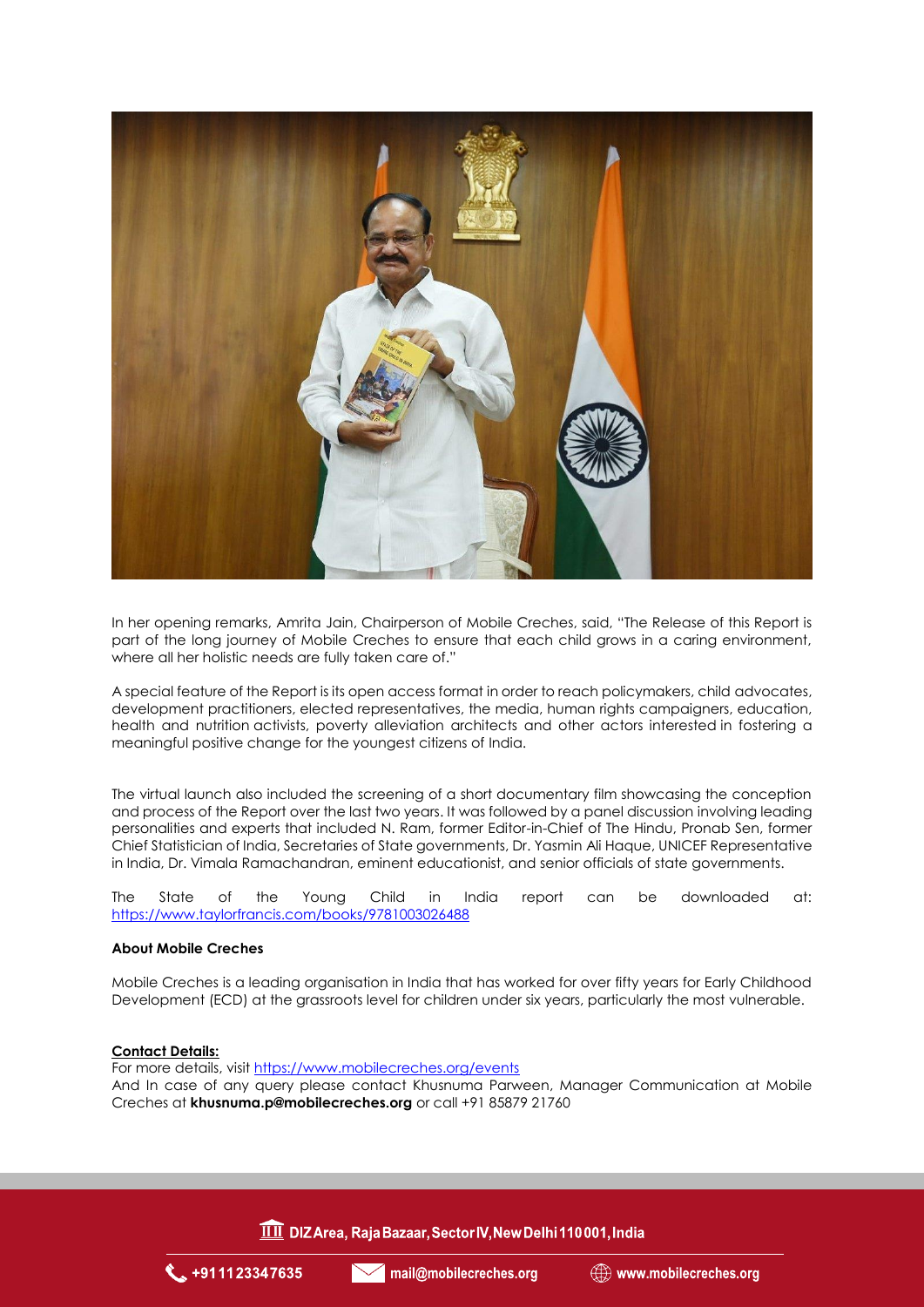In her opening remarks, Amrita Jain, Chairperson of Mobile Creches, said, "The Release of this Report is part of the long journey of Mobile Creches to ensure that each child grows in a caring environment, where all her holistic needs are fully taken care of."

A special feature of the Report is its open access format in order to reach policymakers, child advocates, development practitioners, elected representatives, the media, human rights campaigners, education, health and nutrition activists, poverty alleviation architects and other actors interested in fostering a meaningful positive change for the youngest citizens of India.

The virtual launch also included the screening of a short documentary film showcasing the conception and process of the Report over the last two years. It was followed by a panel discussion involving leading personalities and experts that included N. Ram, former Editor-in-Chief of The Hindu, Pronab Sen, former Chief Statistician of India, Secretaries of State governments, Dr. Yasmin Ali Haque, UNICEF Representative in India, Dr. Vimala Ramachandran, eminent educationist, and senior officials of state governments.

The State of the Young Child in India report can be downloaded at: https://www.taylorfrancis.com/books/9781003026488

**About Mobile Creches**

Mobile Creches is a leading organisation in India that has worked for over fifty years for Early Childhood Development (ECD) at the grassroots level for children under six years, particularly the most vulnerable.

**Contact Details:**

For more details, visit https://www.mobilecreches.org/events

And In case of any query please contact Khusnuma Parween, Manager Communication at Mobile Creches at **khusnuma.p@mobilecreches.org** or call +91 85879 21760

DIZ Area, Raja Bazaar, Sector IV, New Delhi 110001, India

+91 11 23347635 mail@mobilecreches.org www.mobilecreches.org